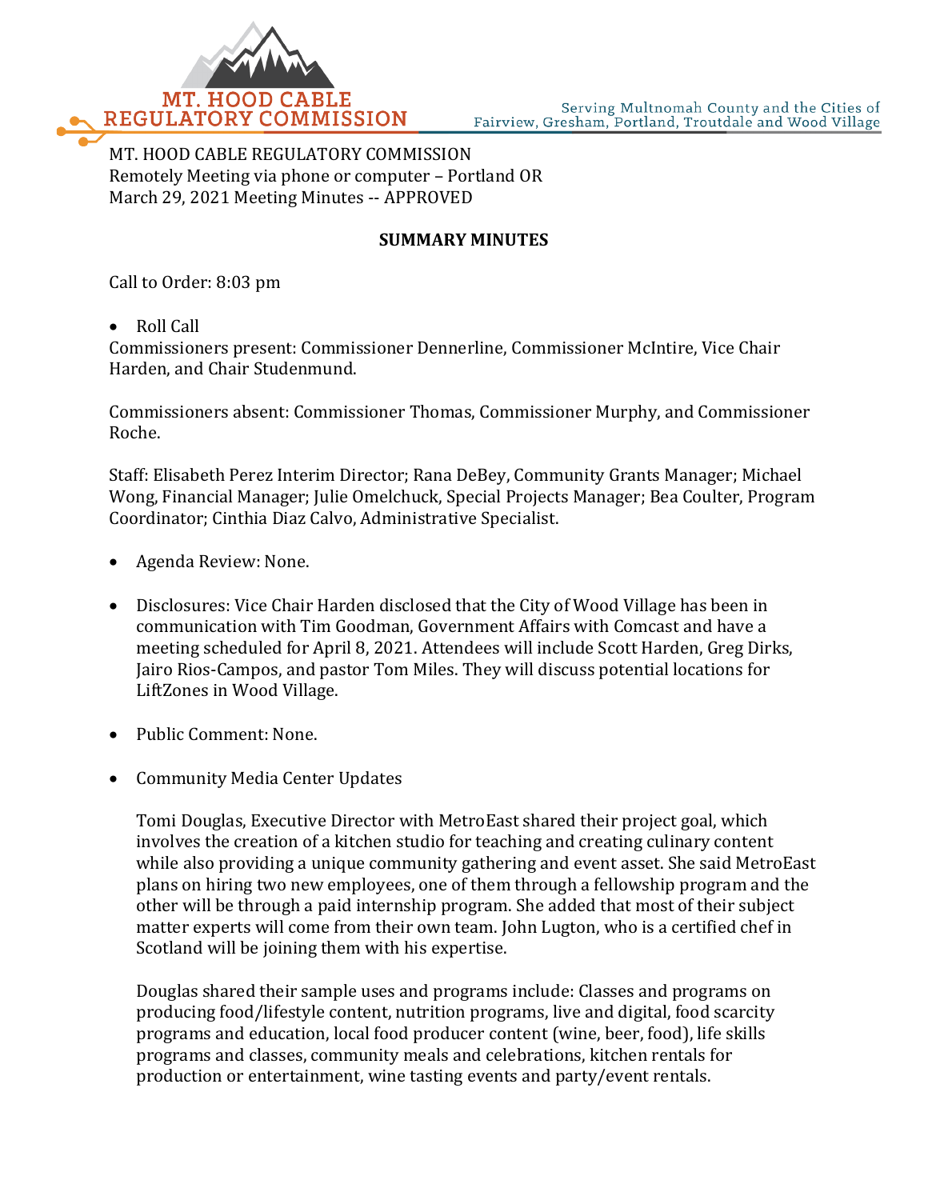MT. HOOD CABLE REGULATORY COMMISSION

Serving Multnomah County and the Cities of Fairview, Gresham, Portland, Troutdale and Wood Village

MT. HOOD CABLE REGULATORY COMMISSION
Remotely Meeting via phone or computer – Portland OR
March 29, 2021 Meeting Minutes -- APPROVED

**SUMMARY MINUTES**

Call to Order: 8:03 pm

- Roll Call

Commissioners present: Commissioner Dennerline, Commissioner McIntire, Vice Chair Harden, and Chair Studenmund.

Commissioners absent: Commissioner Thomas, Commissioner Murphy, and Commissioner Roche.

Staff: Elisabeth Perez Interim Director; Rana DeBey, Community Grants Manager; Michael Wong, Financial Manager; Julie Omelchuck, Special Projects Manager; Bea Coulter, Program Coordinator; Cinthia Diaz Calvo, Administrative Specialist.

- Agenda Review: None.
- Disclosures: Vice Chair Harden disclosed that the City of Wood Village has been in communication with Tim Goodman, Government Affairs with Comcast and have a meeting scheduled for April 8, 2021. Attendees will include Scott Harden, Greg Dirks, Jairo Rios-Campos, and pastor Tom Miles. They will discuss potential locations for LiftZones in Wood Village.
- Public Comment: None.
- Community Media Center Updates

  Tomi Douglas, Executive Director with MetroEast shared their project goal, which involves the creation of a kitchen studio for teaching and creating culinary content while also providing a unique community gathering and event asset. She said MetroEast plans on hiring two new employees, one of them through a fellowship program and the other will be through a paid internship program. She added that most of their subject matter experts will come from their own team. John Lugton, who is a certified chef in Scotland will be joining them with his expertise.

  Douglas shared their sample uses and programs include: Classes and programs on producing food/lifestyle content, nutrition programs, live and digital, food scarcity programs and education, local food producer content (wine, beer, food), life skills programs and classes, community meals and celebrations, kitchen rentals for production or entertainment, wine tasting events and party/event rentals.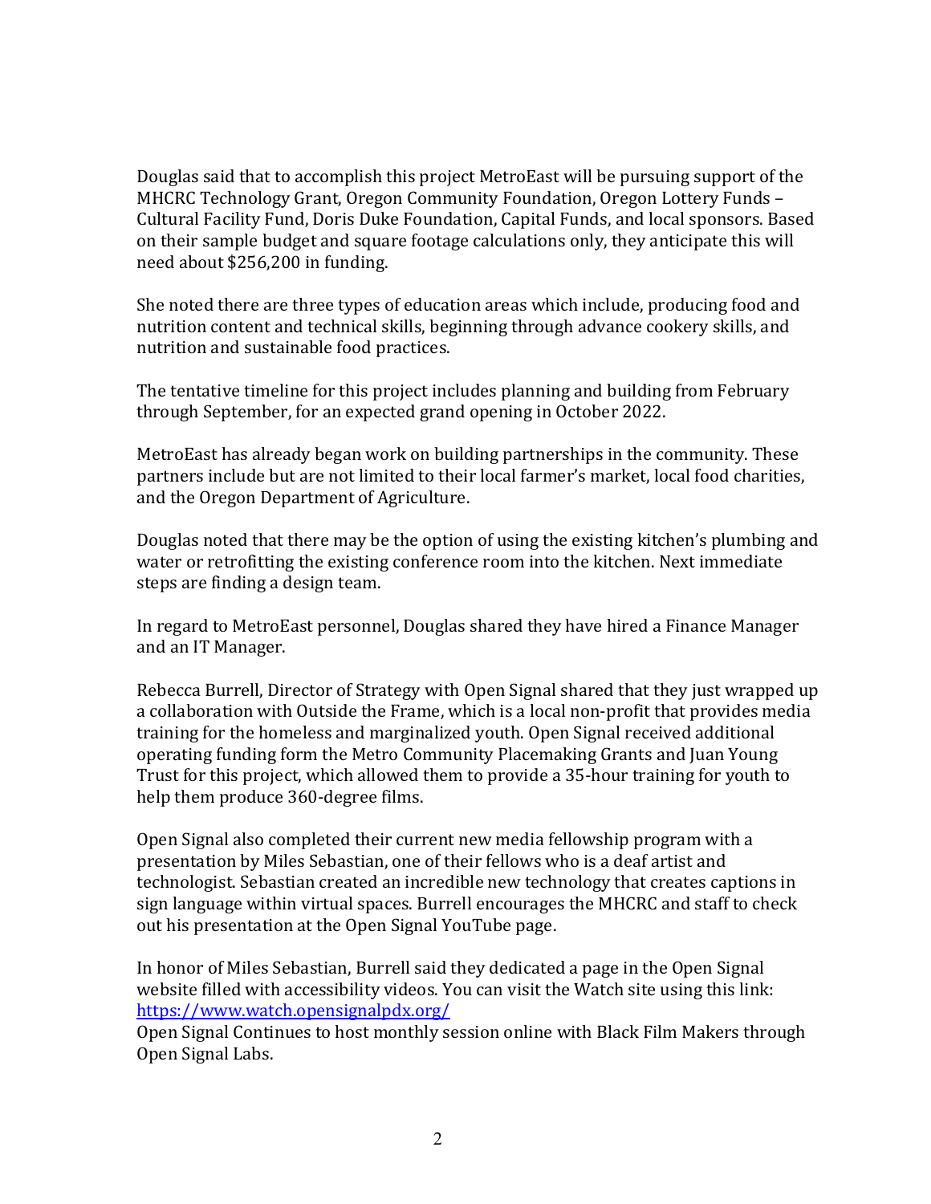Douglas said that to accomplish this project MetroEast will be pursuing support of the MHCRC Technology Grant, Oregon Community Foundation, Oregon Lottery Funds – Cultural Facility Fund, Doris Duke Foundation, Capital Funds, and local sponsors. Based on their sample budget and square footage calculations only, they anticipate this will need about $256,200 in funding.

She noted there are three types of education areas which include, producing food and nutrition content and technical skills, beginning through advance cookery skills, and nutrition and sustainable food practices.

The tentative timeline for this project includes planning and building from February through September, for an expected grand opening in October 2022.

MetroEast has already began work on building partnerships in the community. These partners include but are not limited to their local farmer's market, local food charities, and the Oregon Department of Agriculture.

Douglas noted that there may be the option of using the existing kitchen's plumbing and water or retrofitting the existing conference room into the kitchen. Next immediate steps are finding a design team.

In regard to MetroEast personnel, Douglas shared they have hired a Finance Manager and an IT Manager.

Rebecca Burrell, Director of Strategy with Open Signal shared that they just wrapped up a collaboration with Outside the Frame, which is a local non-profit that provides media training for the homeless and marginalized youth. Open Signal received additional operating funding form the Metro Community Placemaking Grants and Juan Young Trust for this project, which allowed them to provide a 35-hour training for youth to help them produce 360-degree films.

Open Signal also completed their current new media fellowship program with a presentation by Miles Sebastian, one of their fellows who is a deaf artist and technologist. Sebastian created an incredible new technology that creates captions in sign language within virtual spaces. Burrell encourages the MHCRC and staff to check out his presentation at the Open Signal YouTube page.

In honor of Miles Sebastian, Burrell said they dedicated a page in the Open Signal website filled with accessibility videos. You can visit the Watch site using this link: [https://www.watch.opensignalpdx.org/](https://www.watch.opensignalpdx.org/)
Open Signal Continues to host monthly session online with Black Film Makers through Open Signal Labs.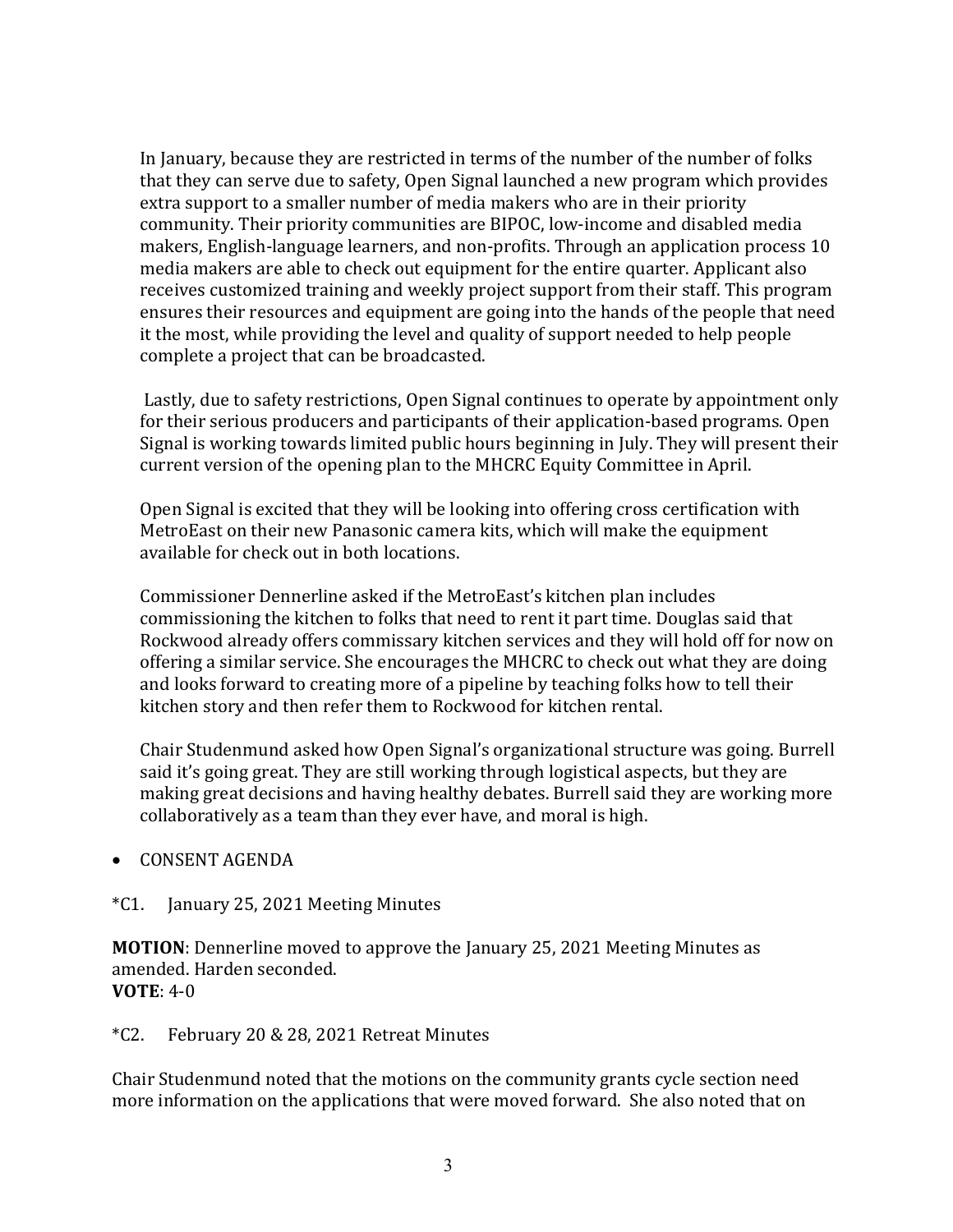In January, because they are restricted in terms of the number of the number of folks that they can serve due to safety, Open Signal launched a new program which provides extra support to a smaller number of media makers who are in their priority community. Their priority communities are BIPOC, low-income and disabled media makers, English-language learners, and non-profits. Through an application process 10 media makers are able to check out equipment for the entire quarter. Applicant also receives customized training and weekly project support from their staff. This program ensures their resources and equipment are going into the hands of the people that need it the most, while providing the level and quality of support needed to help people complete a project that can be broadcasted.

Lastly, due to safety restrictions, Open Signal continues to operate by appointment only for their serious producers and participants of their application-based programs. Open Signal is working towards limited public hours beginning in July. They will present their current version of the opening plan to the MHCRC Equity Committee in April.

Open Signal is excited that they will be looking into offering cross certification with MetroEast on their new Panasonic camera kits, which will make the equipment available for check out in both locations.

Commissioner Dennerline asked if the MetroEast's kitchen plan includes commissioning the kitchen to folks that need to rent it part time. Douglas said that Rockwood already offers commissary kitchen services and they will hold off for now on offering a similar service. She encourages the MHCRC to check out what they are doing and looks forward to creating more of a pipeline by teaching folks how to tell their kitchen story and then refer them to Rockwood for kitchen rental.

Chair Studenmund asked how Open Signal's organizational structure was going. Burrell said it's going great. They are still working through logistical aspects, but they are making great decisions and having healthy debates. Burrell said they are working more collaboratively as a team than they ever have, and moral is high.

- CONSENT AGENDA

*C1. January 25, 2021 Meeting Minutes

**MOTION**: Dennerline moved to approve the January 25, 2021 Meeting Minutes as amended. Harden seconded.
**VOTE**: 4-0

*C2. February 20 & 28, 2021 Retreat Minutes

Chair Studenmund noted that the motions on the community grants cycle section need more information on the applications that were moved forward. She also noted that on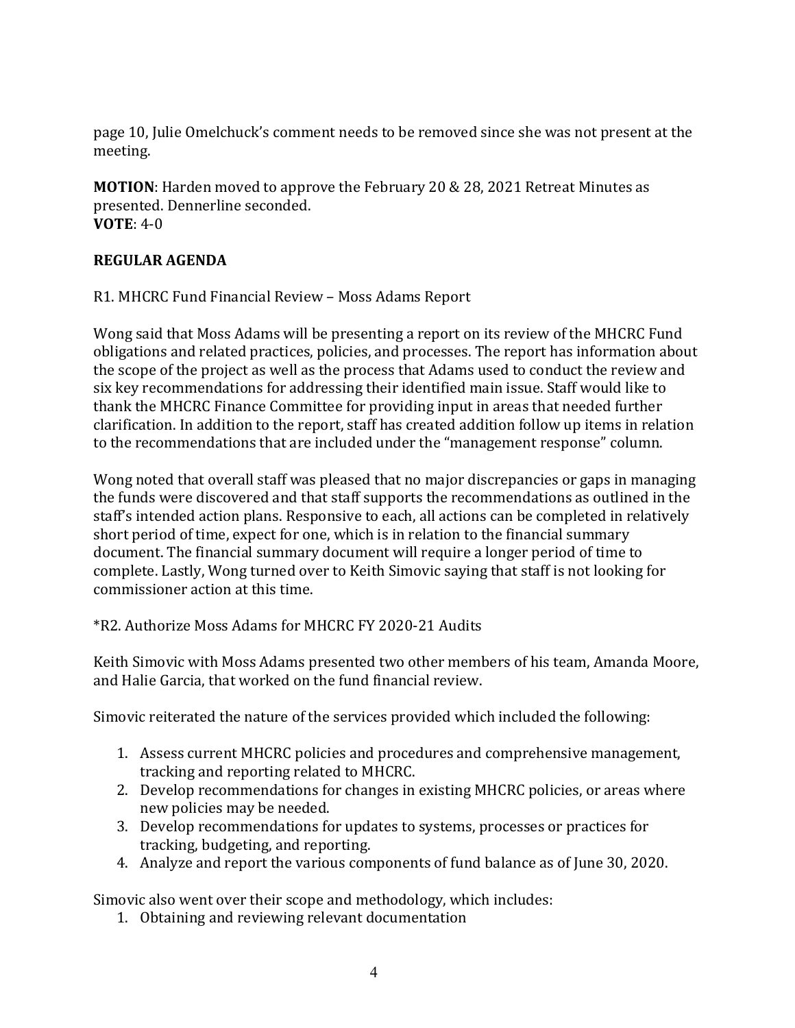page 10, Julie Omelchuck's comment needs to be removed since she was not present at the meeting.

**MOTION**: Harden moved to approve the February 20 & 28, 2021 Retreat Minutes as presented. Dennerline seconded.
**VOTE**: 4-0

**REGULAR AGENDA**

R1. MHCRC Fund Financial Review – Moss Adams Report

Wong said that Moss Adams will be presenting a report on its review of the MHCRC Fund obligations and related practices, policies, and processes. The report has information about the scope of the project as well as the process that Adams used to conduct the review and six key recommendations for addressing their identified main issue. Staff would like to thank the MHCRC Finance Committee for providing input in areas that needed further clarification. In addition to the report, staff has created addition follow up items in relation to the recommendations that are included under the "management response" column.

Wong noted that overall staff was pleased that no major discrepancies or gaps in managing the funds were discovered and that staff supports the recommendations as outlined in the staff's intended action plans. Responsive to each, all actions can be completed in relatively short period of time, expect for one, which is in relation to the financial summary document. The financial summary document will require a longer period of time to complete. Lastly, Wong turned over to Keith Simovic saying that staff is not looking for commissioner action at this time.

*R2. Authorize Moss Adams for MHCRC FY 2020-21 Audits

Keith Simovic with Moss Adams presented two other members of his team, Amanda Moore, and Halie Garcia, that worked on the fund financial review.

Simovic reiterated the nature of the services provided which included the following:

1. Assess current MHCRC policies and procedures and comprehensive management, tracking and reporting related to MHCRC.
2. Develop recommendations for changes in existing MHCRC policies, or areas where new policies may be needed.
3. Develop recommendations for updates to systems, processes or practices for tracking, budgeting, and reporting.
4. Analyze and report the various components of fund balance as of June 30, 2020.

Simovic also went over their scope and methodology, which includes:

1. Obtaining and reviewing relevant documentation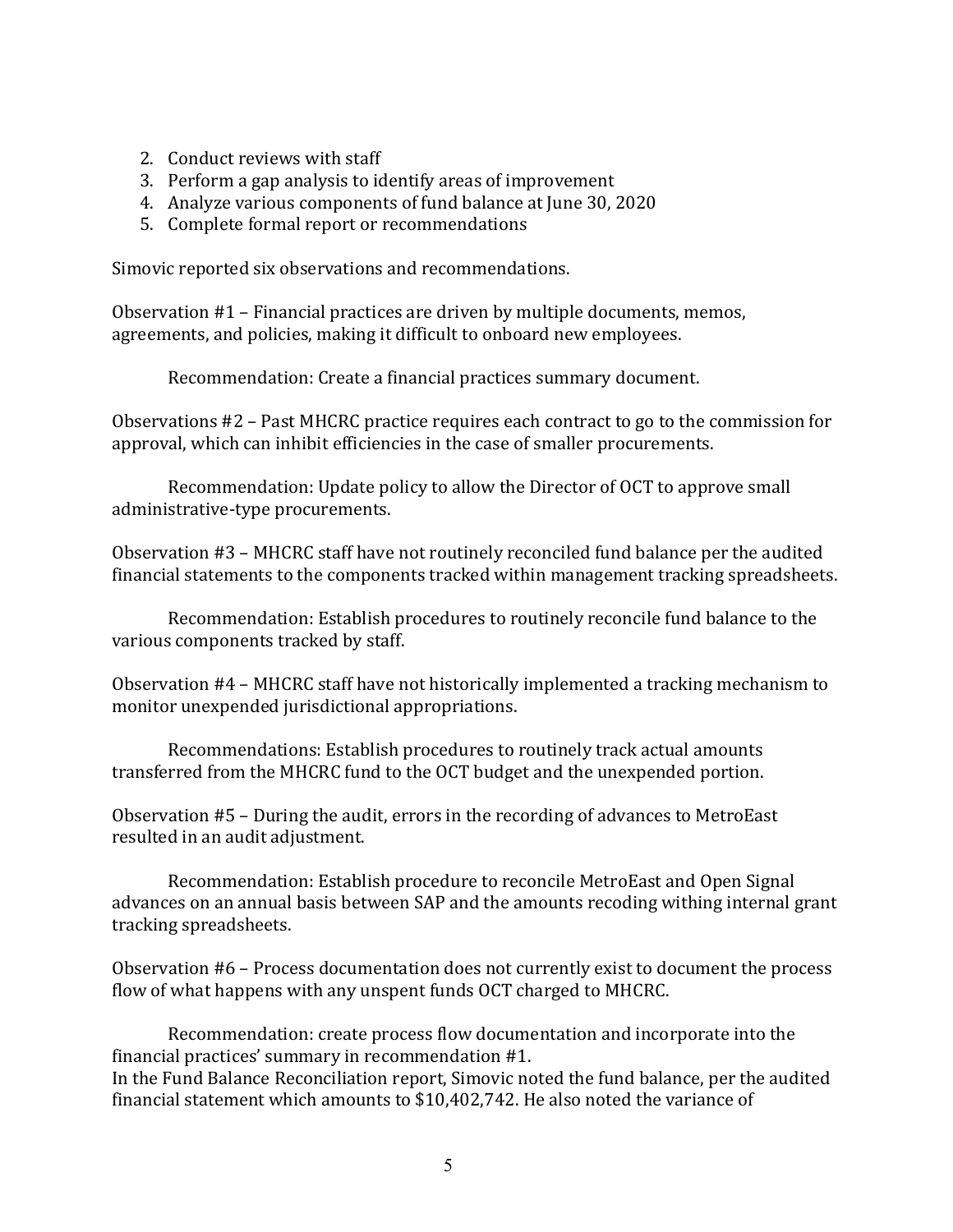2. Conduct reviews with staff
3. Perform a gap analysis to identify areas of improvement
4. Analyze various components of fund balance at June 30, 2020
5. Complete formal report or recommendations

Simovic reported six observations and recommendations.

Observation #1 – Financial practices are driven by multiple documents, memos, agreements, and policies, making it difficult to onboard new employees.

Recommendation: Create a financial practices summary document.

Observations #2 – Past MHCRC practice requires each contract to go to the commission for approval, which can inhibit efficiencies in the case of smaller procurements.

Recommendation: Update policy to allow the Director of OCT to approve small administrative-type procurements.

Observation #3 – MHCRC staff have not routinely reconciled fund balance per the audited financial statements to the components tracked within management tracking spreadsheets.

Recommendation: Establish procedures to routinely reconcile fund balance to the various components tracked by staff.

Observation #4 – MHCRC staff have not historically implemented a tracking mechanism to monitor unexpended jurisdictional appropriations.

Recommendations: Establish procedures to routinely track actual amounts transferred from the MHCRC fund to the OCT budget and the unexpended portion.

Observation #5 – During the audit, errors in the recording of advances to MetroEast resulted in an audit adjustment.

Recommendation: Establish procedure to reconcile MetroEast and Open Signal advances on an annual basis between SAP and the amounts recoding withing internal grant tracking spreadsheets.

Observation #6 – Process documentation does not currently exist to document the process flow of what happens with any unspent funds OCT charged to MHCRC.

Recommendation: create process flow documentation and incorporate into the financial practices' summary in recommendation #1.

In the Fund Balance Reconciliation report, Simovic noted the fund balance, per the audited financial statement which amounts to $10,402,742. He also noted the variance of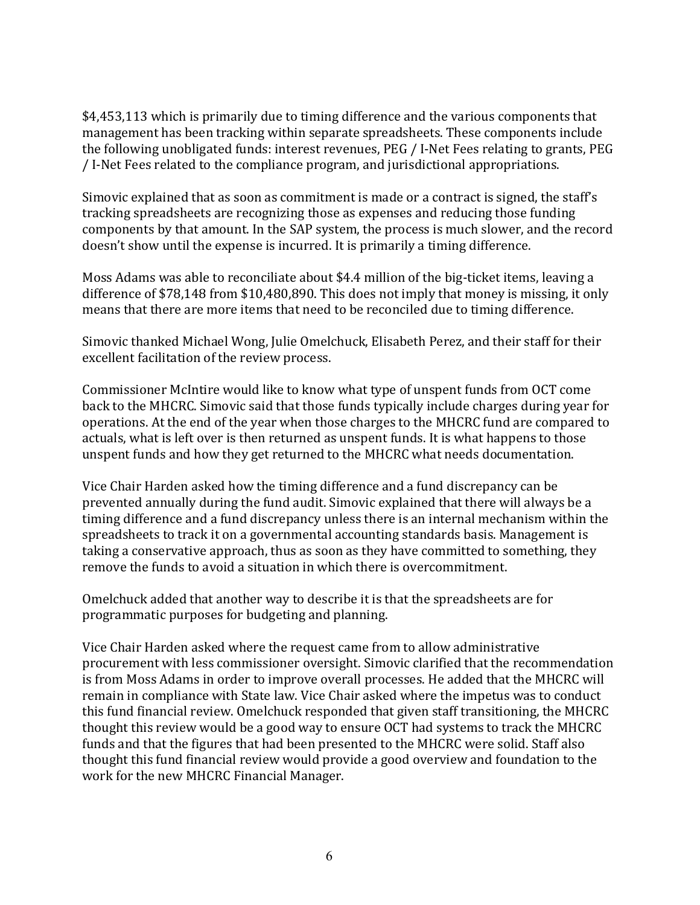$4,453,113 which is primarily due to timing difference and the various components that management has been tracking within separate spreadsheets. These components include the following unobligated funds: interest revenues, PEG / I-Net Fees relating to grants, PEG / I-Net Fees related to the compliance program, and jurisdictional appropriations.

Simovic explained that as soon as commitment is made or a contract is signed, the staff's tracking spreadsheets are recognizing those as expenses and reducing those funding components by that amount. In the SAP system, the process is much slower, and the record doesn't show until the expense is incurred. It is primarily a timing difference.

Moss Adams was able to reconciliate about $4.4 million of the big-ticket items, leaving a difference of $78,148 from $10,480,890. This does not imply that money is missing, it only means that there are more items that need to be reconciled due to timing difference.

Simovic thanked Michael Wong, Julie Omelchuck, Elisabeth Perez, and their staff for their excellent facilitation of the review process.

Commissioner McIntire would like to know what type of unspent funds from OCT come back to the MHCRC. Simovic said that those funds typically include charges during year for operations. At the end of the year when those charges to the MHCRC fund are compared to actuals, what is left over is then returned as unspent funds. It is what happens to those unspent funds and how they get returned to the MHCRC what needs documentation.

Vice Chair Harden asked how the timing difference and a fund discrepancy can be prevented annually during the fund audit. Simovic explained that there will always be a timing difference and a fund discrepancy unless there is an internal mechanism within the spreadsheets to track it on a governmental accounting standards basis. Management is taking a conservative approach, thus as soon as they have committed to something, they remove the funds to avoid a situation in which there is overcommitment.

Omelchuck added that another way to describe it is that the spreadsheets are for programmatic purposes for budgeting and planning.

Vice Chair Harden asked where the request came from to allow administrative procurement with less commissioner oversight. Simovic clarified that the recommendation is from Moss Adams in order to improve overall processes. He added that the MHCRC will remain in compliance with State law. Vice Chair asked where the impetus was to conduct this fund financial review. Omelchuck responded that given staff transitioning, the MHCRC thought this review would be a good way to ensure OCT had systems to track the MHCRC funds and that the figures that had been presented to the MHCRC were solid. Staff also thought this fund financial review would provide a good overview and foundation to the work for the new MHCRC Financial Manager.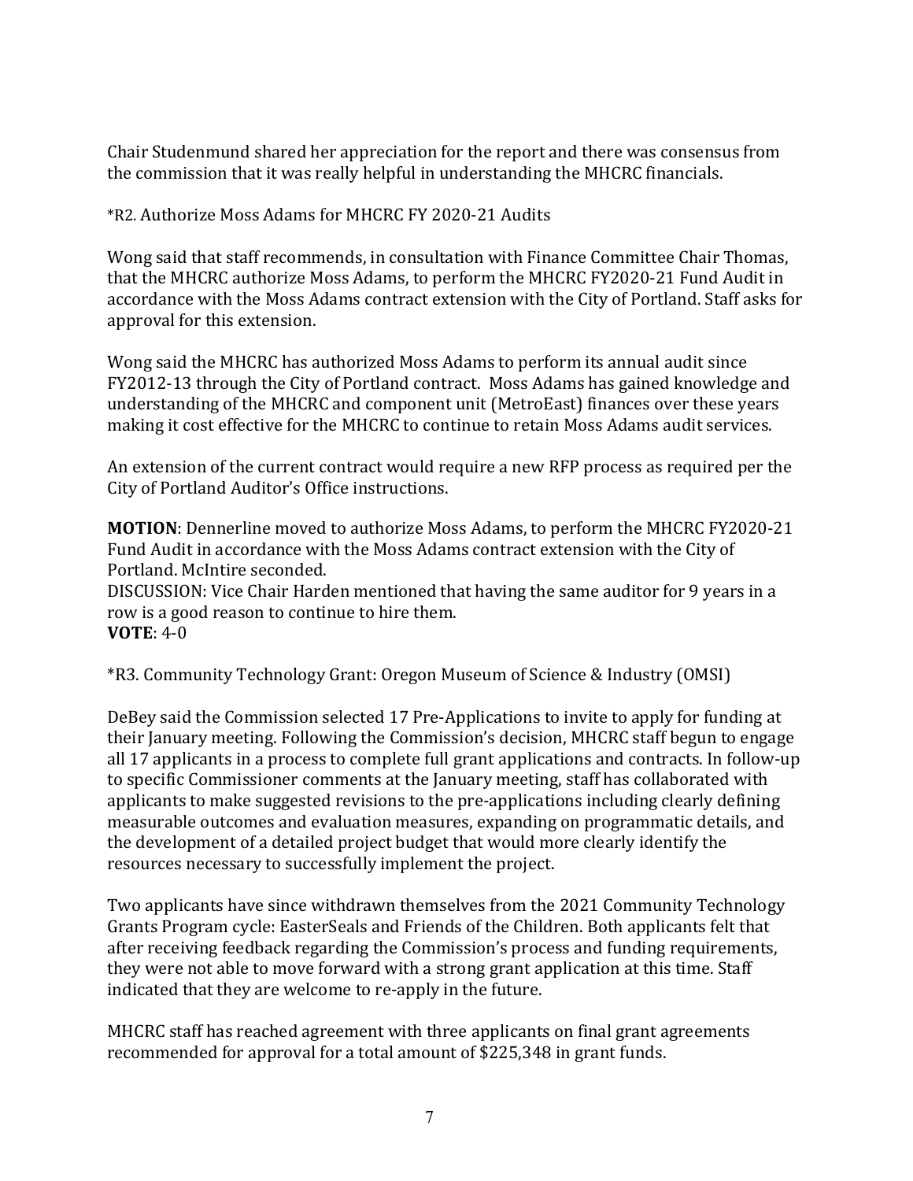Chair Studenmund shared her appreciation for the report and there was consensus from the commission that it was really helpful in understanding the MHCRC financials.

*R2. Authorize Moss Adams for MHCRC FY 2020-21 Audits

Wong said that staff recommends, in consultation with Finance Committee Chair Thomas, that the MHCRC authorize Moss Adams, to perform the MHCRC FY2020-21 Fund Audit in accordance with the Moss Adams contract extension with the City of Portland. Staff asks for approval for this extension.

Wong said the MHCRC has authorized Moss Adams to perform its annual audit since FY2012-13 through the City of Portland contract. Moss Adams has gained knowledge and understanding of the MHCRC and component unit (MetroEast) finances over these years making it cost effective for the MHCRC to continue to retain Moss Adams audit services.

An extension of the current contract would require a new RFP process as required per the City of Portland Auditor's Office instructions.

**MOTION**: Dennerline moved to authorize Moss Adams, to perform the MHCRC FY2020-21 Fund Audit in accordance with the Moss Adams contract extension with the City of Portland. McIntire seconded.
DISCUSSION: Vice Chair Harden mentioned that having the same auditor for 9 years in a row is a good reason to continue to hire them.
**VOTE**: 4-0

*R3. Community Technology Grant: Oregon Museum of Science & Industry (OMSI)

DeBey said the Commission selected 17 Pre-Applications to invite to apply for funding at their January meeting. Following the Commission's decision, MHCRC staff begun to engage all 17 applicants in a process to complete full grant applications and contracts. In follow-up to specific Commissioner comments at the January meeting, staff has collaborated with applicants to make suggested revisions to the pre-applications including clearly defining measurable outcomes and evaluation measures, expanding on programmatic details, and the development of a detailed project budget that would more clearly identify the resources necessary to successfully implement the project.

Two applicants have since withdrawn themselves from the 2021 Community Technology Grants Program cycle: EasterSeals and Friends of the Children. Both applicants felt that after receiving feedback regarding the Commission's process and funding requirements, they were not able to move forward with a strong grant application at this time. Staff indicated that they are welcome to re-apply in the future.

MHCRC staff has reached agreement with three applicants on final grant agreements recommended for approval for a total amount of $225,348 in grant funds.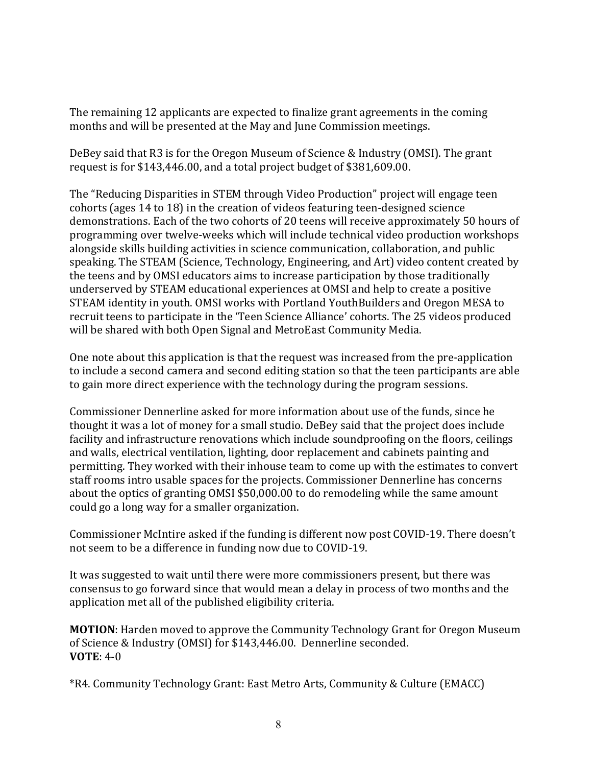The remaining 12 applicants are expected to finalize grant agreements in the coming months and will be presented at the May and June Commission meetings.

DeBey said that R3 is for the Oregon Museum of Science & Industry (OMSI). The grant request is for $143,446.00, and a total project budget of $381,609.00.

The "Reducing Disparities in STEM through Video Production" project will engage teen cohorts (ages 14 to 18) in the creation of videos featuring teen-designed science demonstrations. Each of the two cohorts of 20 teens will receive approximately 50 hours of programming over twelve-weeks which will include technical video production workshops alongside skills building activities in science communication, collaboration, and public speaking. The STEAM (Science, Technology, Engineering, and Art) video content created by the teens and by OMSI educators aims to increase participation by those traditionally underserved by STEAM educational experiences at OMSI and help to create a positive STEAM identity in youth. OMSI works with Portland YouthBuilders and Oregon MESA to recruit teens to participate in the 'Teen Science Alliance' cohorts. The 25 videos produced will be shared with both Open Signal and MetroEast Community Media.

One note about this application is that the request was increased from the pre-application to include a second camera and second editing station so that the teen participants are able to gain more direct experience with the technology during the program sessions.

Commissioner Dennerline asked for more information about use of the funds, since he thought it was a lot of money for a small studio. DeBey said that the project does include facility and infrastructure renovations which include soundproofing on the floors, ceilings and walls, electrical ventilation, lighting, door replacement and cabinets painting and permitting. They worked with their inhouse team to come up with the estimates to convert staff rooms intro usable spaces for the projects. Commissioner Dennerline has concerns about the optics of granting OMSI $50,000.00 to do remodeling while the same amount could go a long way for a smaller organization.

Commissioner McIntire asked if the funding is different now post COVID-19. There doesn't not seem to be a difference in funding now due to COVID-19.

It was suggested to wait until there were more commissioners present, but there was consensus to go forward since that would mean a delay in process of two months and the application met all of the published eligibility criteria.

**MOTION**: Harden moved to approve the Community Technology Grant for Oregon Museum of Science & Industry (OMSI) for $143,446.00. Dennerline seconded.
**VOTE**: 4-0

*R4. Community Technology Grant: East Metro Arts, Community & Culture (EMACC)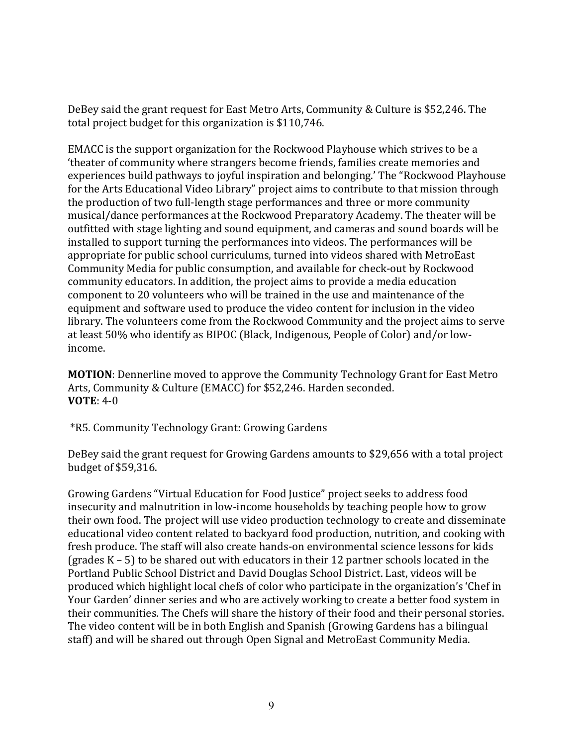DeBey said the grant request for East Metro Arts, Community & Culture is $52,246. The total project budget for this organization is $110,746.

EMACC is the support organization for the Rockwood Playhouse which strives to be a 'theater of community where strangers become friends, families create memories and experiences build pathways to joyful inspiration and belonging.' The "Rockwood Playhouse for the Arts Educational Video Library" project aims to contribute to that mission through the production of two full-length stage performances and three or more community musical/dance performances at the Rockwood Preparatory Academy. The theater will be outfitted with stage lighting and sound equipment, and cameras and sound boards will be installed to support turning the performances into videos. The performances will be appropriate for public school curriculums, turned into videos shared with MetroEast Community Media for public consumption, and available for check-out by Rockwood community educators. In addition, the project aims to provide a media education component to 20 volunteers who will be trained in the use and maintenance of the equipment and software used to produce the video content for inclusion in the video library. The volunteers come from the Rockwood Community and the project aims to serve at least 50% who identify as BIPOC (Black, Indigenous, People of Color) and/or low-income.

**MOTION**: Dennerline moved to approve the Community Technology Grant for East Metro Arts, Community & Culture (EMACC) for $52,246. Harden seconded.
**VOTE**: 4-0

*R5. Community Technology Grant: Growing Gardens

DeBey said the grant request for Growing Gardens amounts to $29,656 with a total project budget of $59,316.

Growing Gardens "Virtual Education for Food Justice" project seeks to address food insecurity and malnutrition in low-income households by teaching people how to grow their own food. The project will use video production technology to create and disseminate educational video content related to backyard food production, nutrition, and cooking with fresh produce. The staff will also create hands-on environmental science lessons for kids (grades K – 5) to be shared out with educators in their 12 partner schools located in the Portland Public School District and David Douglas School District. Last, videos will be produced which highlight local chefs of color who participate in the organization's 'Chef in Your Garden' dinner series and who are actively working to create a better food system in their communities. The Chefs will share the history of their food and their personal stories. The video content will be in both English and Spanish (Growing Gardens has a bilingual staff) and will be shared out through Open Signal and MetroEast Community Media.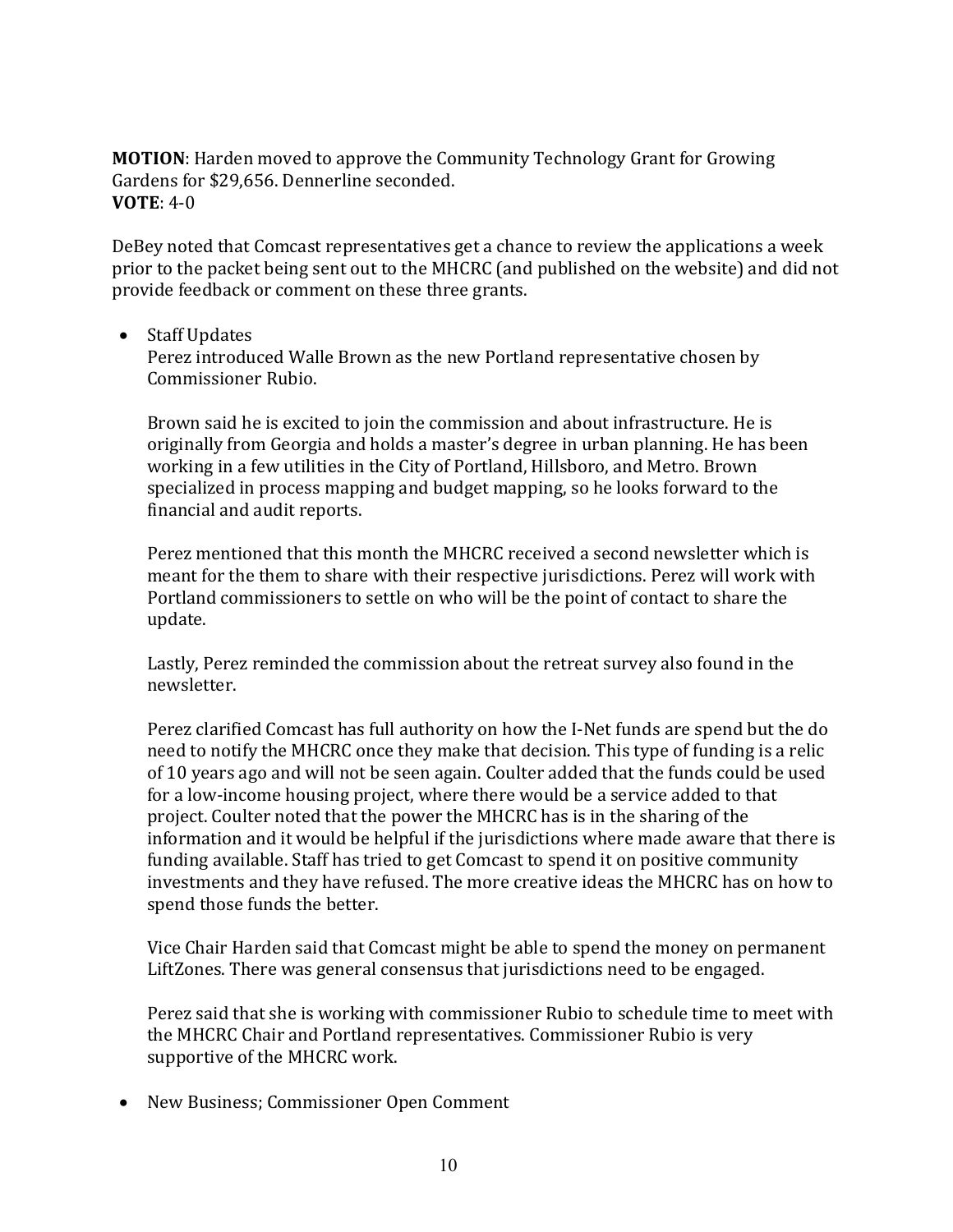**MOTION**: Harden moved to approve the Community Technology Grant for Growing Gardens for $29,656. Dennerline seconded.
**VOTE**: 4-0

DeBey noted that Comcast representatives get a chance to review the applications a week prior to the packet being sent out to the MHCRC (and published on the website) and did not provide feedback or comment on these three grants.

- Staff Updates

  Perez introduced Walle Brown as the new Portland representative chosen by Commissioner Rubio.

  Brown said he is excited to join the commission and about infrastructure. He is originally from Georgia and holds a master's degree in urban planning. He has been working in a few utilities in the City of Portland, Hillsboro, and Metro. Brown specialized in process mapping and budget mapping, so he looks forward to the financial and audit reports.

  Perez mentioned that this month the MHCRC received a second newsletter which is meant for the them to share with their respective jurisdictions. Perez will work with Portland commissioners to settle on who will be the point of contact to share the update.

  Lastly, Perez reminded the commission about the retreat survey also found in the newsletter.

  Perez clarified Comcast has full authority on how the I-Net funds are spend but the do need to notify the MHCRC once they make that decision. This type of funding is a relic of 10 years ago and will not be seen again. Coulter added that the funds could be used for a low-income housing project, where there would be a service added to that project. Coulter noted that the power the MHCRC has is in the sharing of the information and it would be helpful if the jurisdictions where made aware that there is funding available. Staff has tried to get Comcast to spend it on positive community investments and they have refused. The more creative ideas the MHCRC has on how to spend those funds the better.

  Vice Chair Harden said that Comcast might be able to spend the money on permanent LiftZones. There was general consensus that jurisdictions need to be engaged.

  Perez said that she is working with commissioner Rubio to schedule time to meet with the MHCRC Chair and Portland representatives. Commissioner Rubio is very supportive of the MHCRC work.

- New Business; Commissioner Open Comment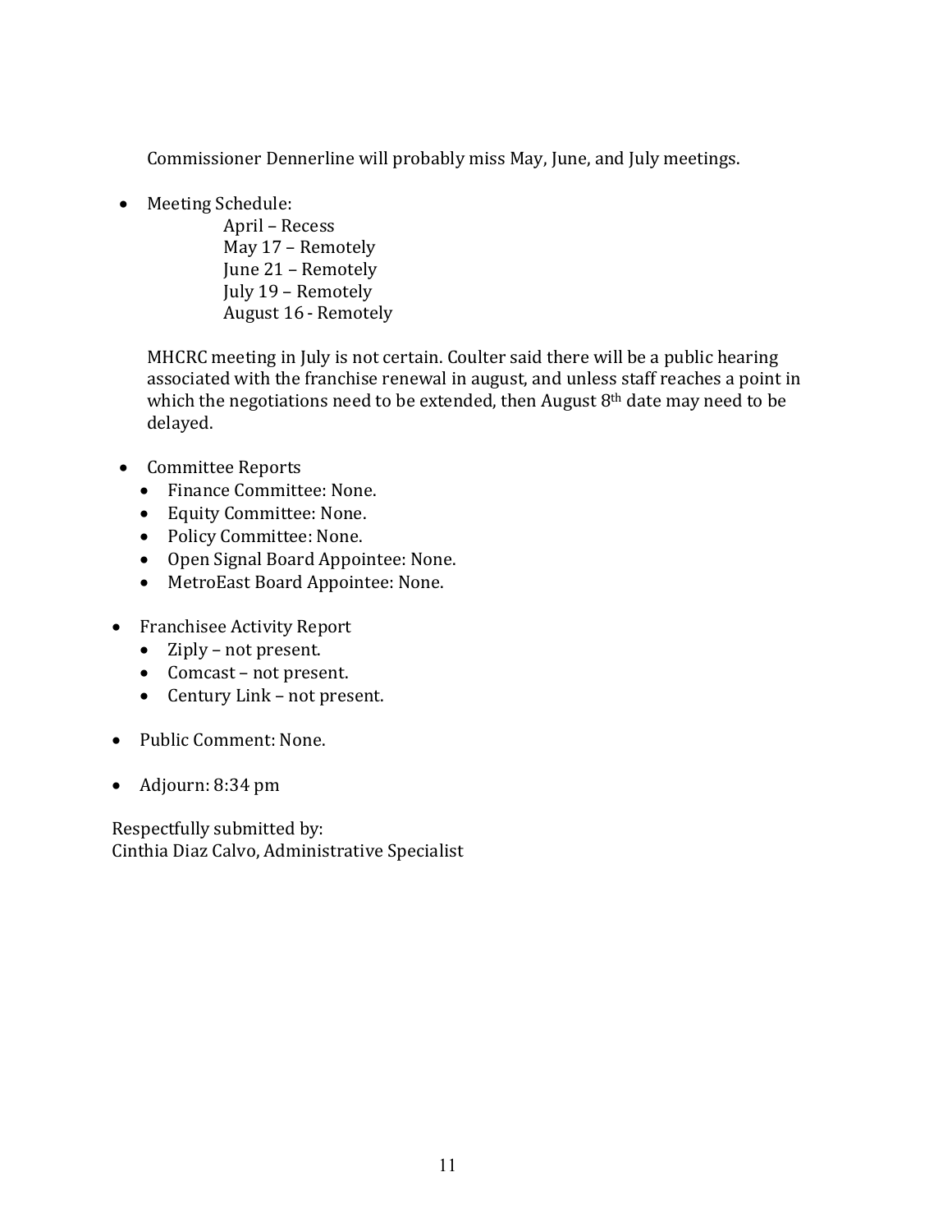Commissioner Dennerline will probably miss May, June, and July meetings.

- Meeting Schedule:
  - April – Recess
  - May 17 – Remotely
  - June 21 – Remotely
  - July 19 – Remotely
  - August 16 - Remotely

  MHCRC meeting in July is not certain. Coulter said there will be a public hearing associated with the franchise renewal in august, and unless staff reaches a point in which the negotiations need to be extended, then August 8th date may need to be delayed.

- Committee Reports
  - Finance Committee: None.
  - Equity Committee: None.
  - Policy Committee: None.
  - Open Signal Board Appointee: None.
  - MetroEast Board Appointee: None.

- Franchisee Activity Report
  - Ziply – not present.
  - Comcast – not present.
  - Century Link – not present.

- Public Comment: None.

- Adjourn: 8:34 pm

Respectfully submitted by:
Cinthia Diaz Calvo, Administrative Specialist